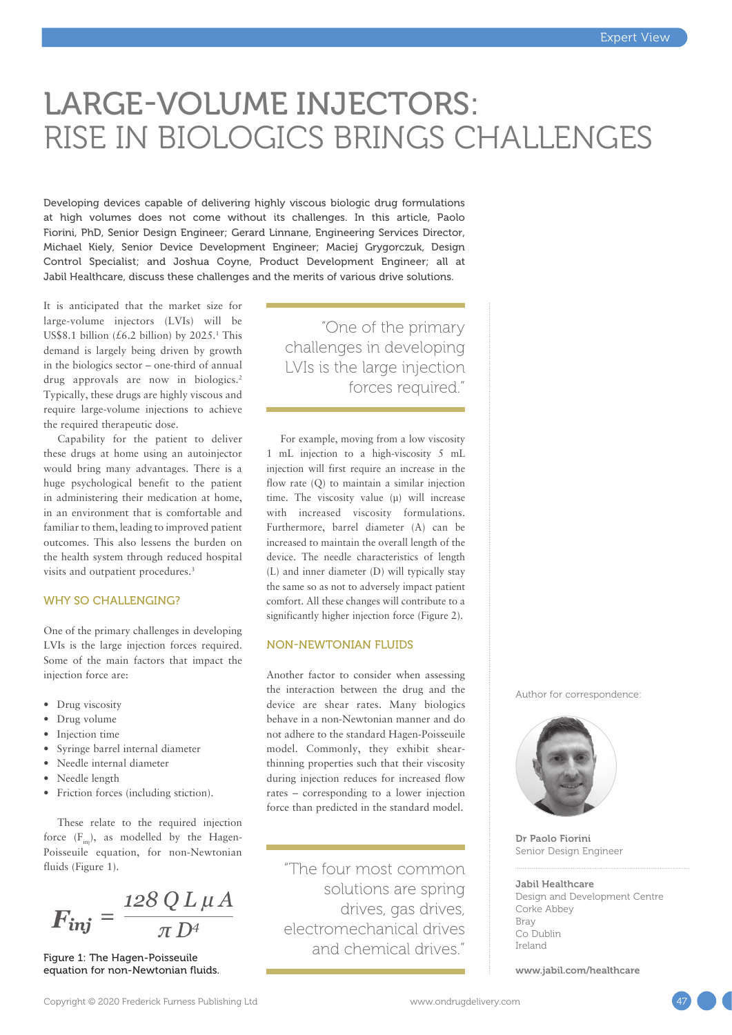# LARGE-VOLUME INJECTORS: RISE IN BIOLOGICS BRINGS CHALLENGES

**Developing devices capable of delivering highly viscous biologic drug formulations at high volumes does not come without its challenges. In this article, Paolo Fiorini, PhD, Senior Design Engineer; Gerard Linnane, Engineering Services Director, Michael Kiely, Senior Device Development Engineer; Maciej Grygorczuk, Design Control Specialist; and Joshua Coyne, Product Development Engineer; all at Jabil Healthcare, discuss these challenges and the merits of various drive solutions.**

It is anticipated that the market size for large-volume injectors (LVIs) will be US$8.1 billion (£6.2 billion) by 2025.[1] This demand is largely being driven by growth in the biologics sector – one-third of annual drug approvals are now in biologics.[2] Typically, these drugs are highly viscous and require large-volume injections to achieve the required therapeutic dose.

Capability for the patient to deliver these drugs at home using an autoinjector would bring many advantages. There is a huge psychological benefit to the patient in administering their medication at home, in an environment that is comfortable and familiar to them, leading to improved patient outcomes. This also lessens the burden on the health system through reduced hospital visits and outpatient procedures.[3]

## WHY SO CHALLENGING?

One of the primary challenges in developing LVIs is the large injection forces required. Some of the main factors that impact the injection force are:

- Drug viscosity
- Drug volume
- Injection time
- Syringe barrel internal diameter
- Needle internal diameter
- Needle length
- Friction forces (including stiction).

These relate to the required injection force ($F_{inj}$), as modelled by the Hagen-Poisseuile equation, for non-Newtonian fluids (Figure 1).

$$F_{inj} = \frac{128\, Q\, L\, \mu\, A}{\pi\, D^4}$$

Figure 1: The Hagen-Poisseuile equation for non-Newtonian fluids.

> "One of the primary challenges in developing LVIs is the large injection forces required."

For example, moving from a low viscosity 1 mL injection to a high-viscosity 5 mL injection will first require an increase in the flow rate (Q) to maintain a similar injection time. The viscosity value (μ) will increase with increased viscosity formulations. Furthermore, barrel diameter (A) can be increased to maintain the overall length of the device. The needle characteristics of length (L) and inner diameter (D) will typically stay the same so as not to adversely impact patient comfort. All these changes will contribute to a significantly higher injection force (Figure 2).

## NON-NEWTONIAN FLUIDS

Another factor to consider when assessing the interaction between the drug and the device are shear rates. Many biologics behave in a non-Newtonian manner and do not adhere to the standard Hagen-Poisseuile model. Commonly, they exhibit shear-thinning properties such that their viscosity during injection reduces for increased flow rates – corresponding to a lower injection force than predicted in the standard model.

> "The four most common solutions are spring drives, gas drives, electromechanical drives and chemical drives."

Author for correspondence:

**Dr Paolo Fiorini**
Senior Design Engineer

**Jabil Healthcare**
Design and Development Centre
Corke Abbey
Bray
Co Dublin
Ireland

**www.jabil.com/healthcare**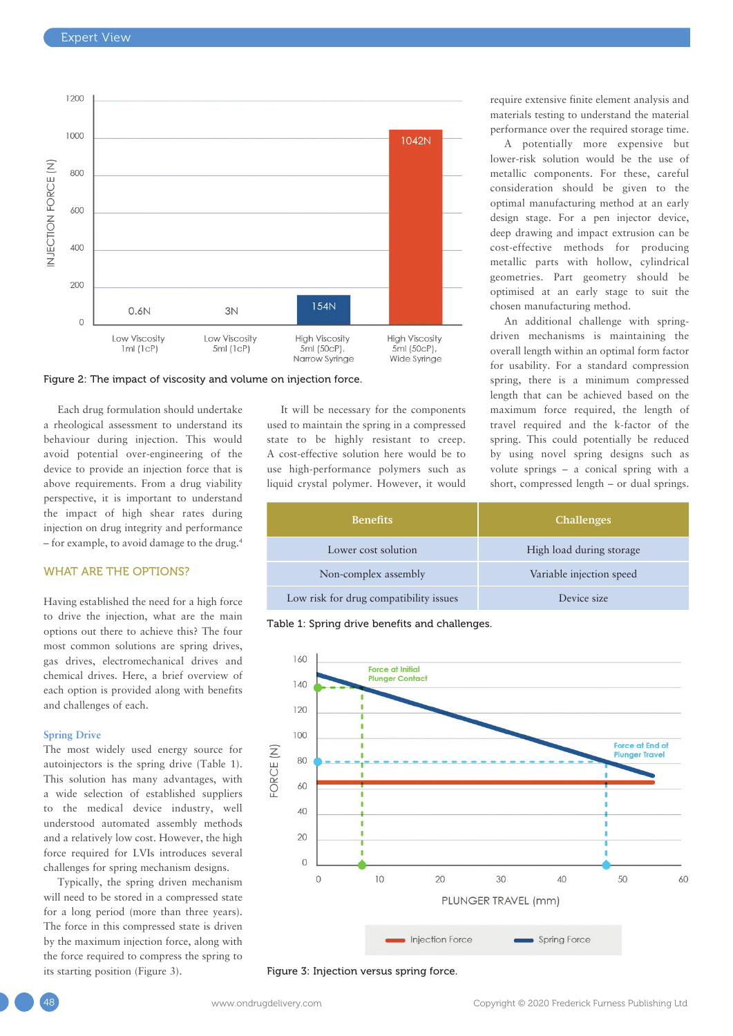Figure 2: The impact of viscosity and volume on injection force.

Each drug formulation should undertake a rheological assessment to understand its behaviour during injection. This would avoid potential over-engineering of the device to provide an injection force that is above requirements. From a drug viability perspective, it is important to understand the impact of high shear rates during injection on drug integrity and performance – for example, to avoid damage to the drug.[4]

## WHAT ARE THE OPTIONS?

Having established the need for a high force to drive the injection, what are the main options out there to achieve this? The four most common solutions are spring drives, gas drives, electromechanical drives and chemical drives. Here, a brief overview of each option is provided along with benefits and challenges of each.

### Spring Drive

The most widely used energy source for autoinjectors is the spring drive (Table 1). This solution has many advantages, with a wide selection of established suppliers to the medical device industry, well understood automated assembly methods and a relatively low cost. However, the high force required for LVIs introduces several challenges for spring mechanism designs.

Typically, the spring driven mechanism will need to be stored in a compressed state for a long period (more than three years). The force in this compressed state is driven by the maximum injection force, along with the force required to compress the spring to its starting position (Figure 3).

It will be necessary for the components used to maintain the spring in a compressed state to be highly resistant to creep. A cost-effective solution here would be to use high-performance polymers such as liquid crystal polymer. However, it would require extensive finite element analysis and materials testing to understand the material performance over the required storage time.

A potentially more expensive but lower-risk solution would be the use of metallic components. For these, careful consideration should be given to the optimal manufacturing method at an early design stage. For a pen injector device, deep drawing and impact extrusion can be cost-effective methods for producing metallic parts with hollow, cylindrical geometries. Part geometry should be optimised at an early stage to suit the chosen manufacturing method.

An additional challenge with spring-driven mechanisms is maintaining the overall length within an optimal form factor for usability. For a standard compression spring, there is a minimum compressed length that can be achieved based on the maximum force required, the length of travel required and the k-factor of the spring. This could potentially be reduced by using novel spring designs such as volute springs – a conical spring with a short, compressed length – or dual springs.

| Benefits | Challenges |
| --- | --- |
| Lower cost solution | High load during storage |
| Non-complex assembly | Variable injection speed |
| Low risk for drug compatibility issues | Device size |

Table 1: Spring drive benefits and challenges.

Figure 3: Injection versus spring force.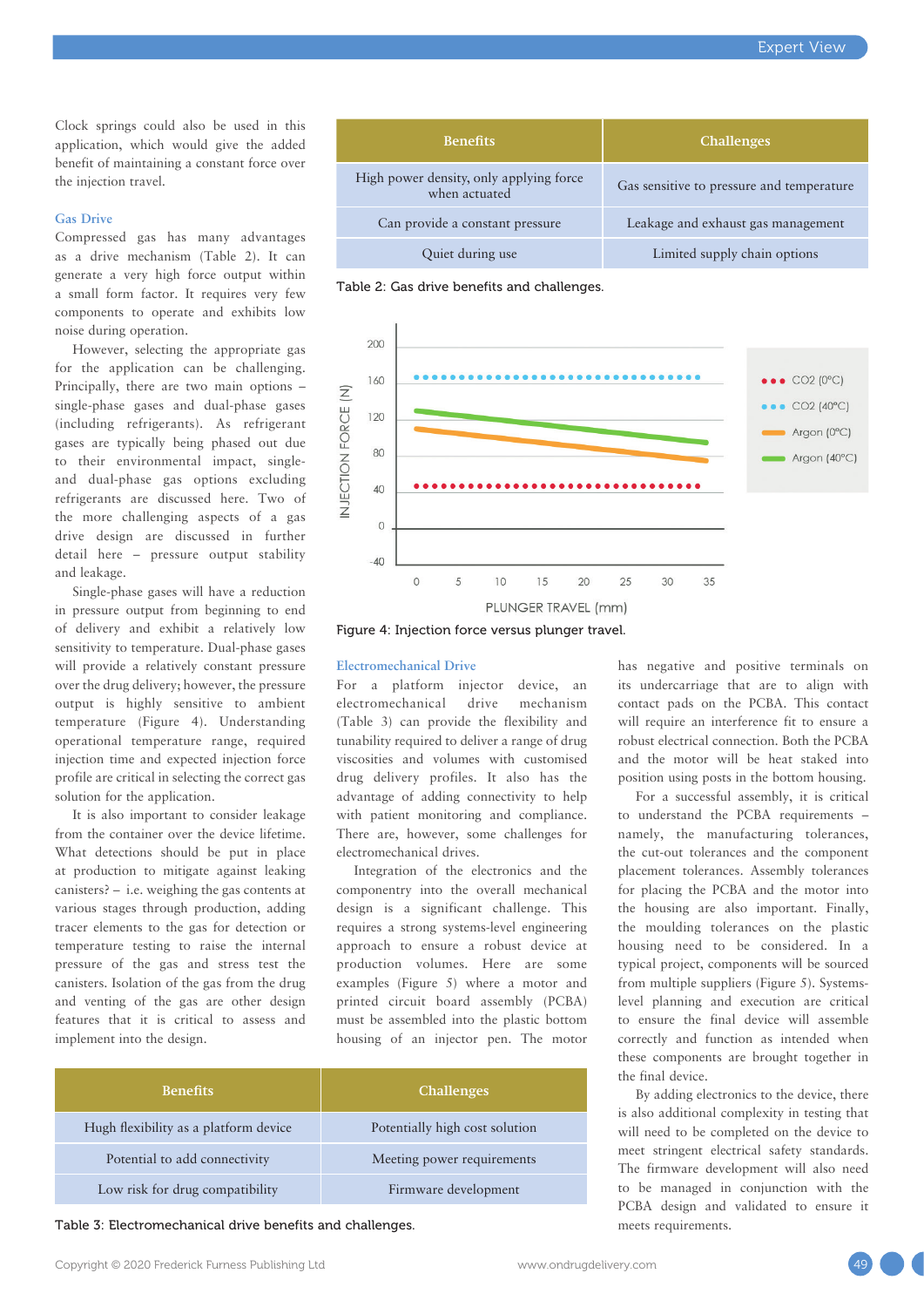Clock springs could also be used in this application, which would give the added benefit of maintaining a constant force over the injection travel.

### Gas Drive

Compressed gas has many advantages as a drive mechanism (Table 2). It can generate a very high force output within a small form factor. It requires very few components to operate and exhibits low noise during operation.

However, selecting the appropriate gas for the application can be challenging. Principally, there are two main options – single-phase gases and dual-phase gases (including refrigerants). As refrigerant gases are typically being phased out due to their environmental impact, single- and dual-phase gas options excluding refrigerants are discussed here. Two of the more challenging aspects of a gas drive design are discussed in further detail here – pressure output stability and leakage.

Single-phase gases will have a reduction in pressure output from beginning to end of delivery and exhibit a relatively low sensitivity to temperature. Dual-phase gases will provide a relatively constant pressure over the drug delivery; however, the pressure output is highly sensitive to ambient temperature (Figure 4). Understanding operational temperature range, required injection time and expected injection force profile are critical in selecting the correct gas solution for the application.

It is also important to consider leakage from the container over the device lifetime. What detections should be put in place at production to mitigate against leaking canisters? – i.e. weighing the gas contents at various stages through production, adding tracer elements to the gas for detection or temperature testing to raise the internal pressure of the gas and stress test the canisters. Isolation of the gas from the drug and venting of the gas are other design features that it is critical to assess and implement into the design.

| Benefits | Challenges |
| --- | --- |
| High power density, only applying force when actuated | Gas sensitive to pressure and temperature |
| Can provide a constant pressure | Leakage and exhaust gas management |
| Quiet during use | Limited supply chain options |

Table 2: Gas drive benefits and challenges.

Figure 4: Injection force versus plunger travel.

### Electromechanical Drive

For a platform injector device, an electromechanical drive mechanism (Table 3) can provide the flexibility and tunability required to deliver a range of drug viscosities and volumes with customised drug delivery profiles. It also has the advantage of adding connectivity to help with patient monitoring and compliance. There are, however, some challenges for electromechanical drives.

Integration of the electronics and the componentry into the overall mechanical design is a significant challenge. This requires a strong systems-level engineering approach to ensure a robust device at production volumes. Here are some examples (Figure 5) where a motor and printed circuit board assembly (PCBA) must be assembled into the plastic bottom housing of an injector pen. The motor has negative and positive terminals on its undercarriage that are to align with contact pads on the PCBA. This contact will require an interference fit to ensure a robust electrical connection. Both the PCBA and the motor will be heat staked into position using posts in the bottom housing.

For a successful assembly, it is critical to understand the PCBA requirements – namely, the manufacturing tolerances, the cut-out tolerances and the component placement tolerances. Assembly tolerances for placing the PCBA and the motor into the housing are also important. Finally, the moulding tolerances on the plastic housing need to be considered. In a typical project, components will be sourced from multiple suppliers (Figure 5). Systems-level planning and execution are critical to ensure the final device will assemble correctly and function as intended when these components are brought together in the final device.

By adding electronics to the device, there is also additional complexity in testing that will need to be completed on the device to meet stringent electrical safety standards. The firmware development will also need to be managed in conjunction with the PCBA design and validated to ensure it meets requirements.

| Benefits | Challenges |
| --- | --- |
| Hugh flexibility as a platform device | Potentially high cost solution |
| Potential to add connectivity | Meeting power requirements |
| Low risk for drug compatibility | Firmware development |

Table 3: Electromechanical drive benefits and challenges.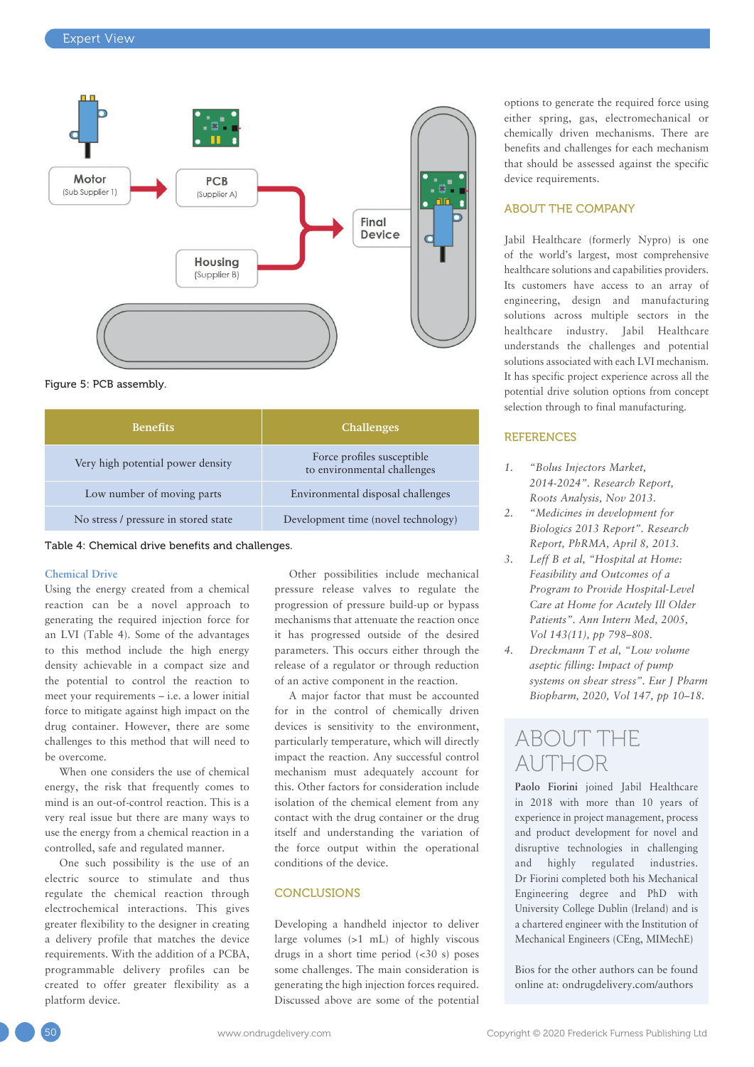Motor
(Sub Supplier 1)

PCB
(Supplier A)

Housing
(Supplier B)

Final Device

Figure 5: PCB assembly.

| Benefits | Challenges |
|---|---|
| Very high potential power density | Force profiles susceptible to environmental challenges |
| Low number of moving parts | Environmental disposal challenges |
| No stress / pressure in stored state | Development time (novel technology) |

Table 4: Chemical drive benefits and challenges.

### Chemical Drive

Using the energy created from a chemical reaction can be a novel approach to generating the required injection force for an LVI (Table 4). Some of the advantages to this method include the high energy density achievable in a compact size and the potential to control the reaction to meet your requirements – i.e. a lower initial force to mitigate against high impact on the drug container. However, there are some challenges to this method that will need to be overcome.

When one considers the use of chemical energy, the risk that frequently comes to mind is an out-of-control reaction. This is a very real issue but there are many ways to use the energy from a chemical reaction in a controlled, safe and regulated manner.

One such possibility is the use of an electric source to stimulate and thus regulate the chemical reaction through electrochemical interactions. This gives greater flexibility to the designer in creating a delivery profile that matches the device requirements. With the addition of a PCBA, programmable delivery profiles can be created to offer greater flexibility as a platform device.

Other possibilities include mechanical pressure release valves to regulate the progression of pressure build-up or bypass mechanisms that attenuate the reaction once it has progressed outside of the desired parameters. This occurs either through the release of a regulator or through reduction of an active component in the reaction.

A major factor that must be accounted for in the control of chemically driven devices is sensitivity to the environment, particularly temperature, which will directly impact the reaction. Any successful control mechanism must adequately account for this. Other factors for consideration include isolation of the chemical element from any contact with the drug container or the drug itself and understanding the variation of the force output within the operational conditions of the device.

## CONCLUSIONS

Developing a handheld injector to deliver large volumes (>1 mL) of highly viscous drugs in a short time period (<30 s) poses some challenges. The main consideration is generating the high injection forces required. Discussed above are some of the potential options to generate the required force using either spring, gas, electromechanical or chemically driven mechanisms. There are benefits and challenges for each mechanism that should be assessed against the specific device requirements.

## ABOUT THE COMPANY

Jabil Healthcare (formerly Nypro) is one of the world's largest, most comprehensive healthcare solutions and capabilities providers. Its customers have access to an array of engineering, design and manufacturing solutions across multiple sectors in the healthcare industry. Jabil Healthcare understands the challenges and potential solutions associated with each LVI mechanism. It has specific project experience across all the potential drive solution options from concept selection through to final manufacturing.

## REFERENCES

1. *"Bolus Injectors Market, 2014-2024". Research Report, Roots Analysis, Nov 2013.*
2. *"Medicines in development for Biologics 2013 Report". Research Report, PhRMA, April 8, 2013.*
3. *Leff B et al, "Hospital at Home: Feasibility and Outcomes of a Program to Provide Hospital-Level Care at Home for Acutely Ill Older Patients". Ann Intern Med, 2005, Vol 143(11), pp 798–808.*
4. *Dreckmann T et al, "Low volume aseptic filling: Impact of pump systems on shear stress". Eur J Pharm Biopharm, 2020, Vol 147, pp 10–18.*

## ABOUT THE AUTHOR

**Paolo Fiorini** joined Jabil Healthcare in 2018 with more than 10 years of experience in project management, process and product development for novel and disruptive technologies in challenging and highly regulated industries. Dr Fiorini completed both his Mechanical Engineering degree and PhD with University College Dublin (Ireland) and is a chartered engineer with the Institution of Mechanical Engineers (CEng, MIMechE)

Bios for the other authors can be found online at: ondrugdelivery.com/authors